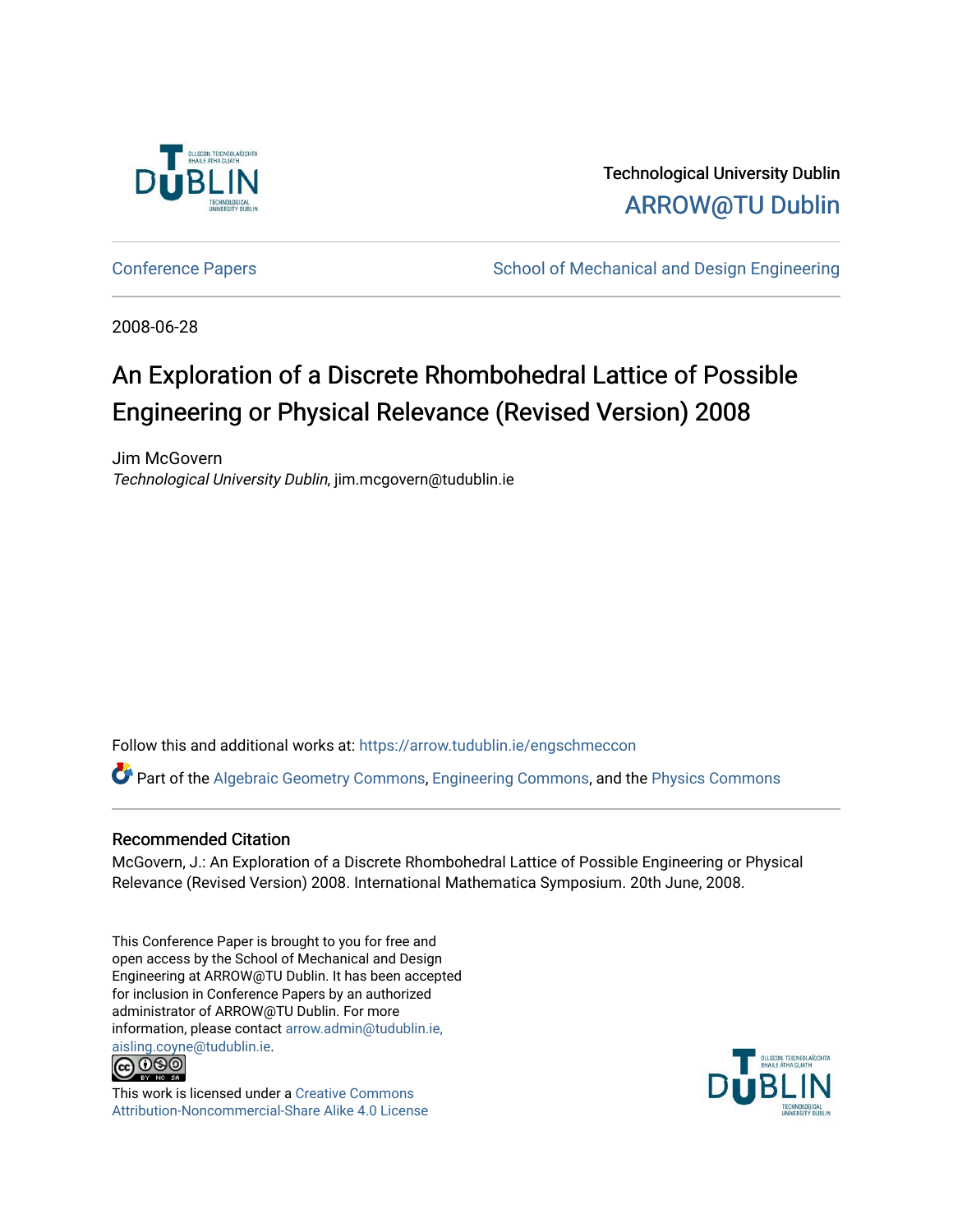Technological University Dublin

ARROW@TU Dublin

Conference Papers

School of Mechanical and Design Engineering

2008-06-28

# An Exploration of a Discrete Rhombohedral Lattice of Possible Engineering or Physical Relevance (Revised Version) 2008

Jim McGovern

*Technological University Dublin*, jim.mcgovern@tudublin.ie

Follow this and additional works at: https://arrow.tudublin.ie/engschmeccon

Part of the Algebraic Geometry Commons, Engineering Commons, and the Physics Commons

## Recommended Citation

McGovern, J.: An Exploration of a Discrete Rhombohedral Lattice of Possible Engineering or Physical Relevance (Revised Version) 2008. International Mathematica Symposium. 20th June, 2008.

This Conference Paper is brought to you for free and open access by the School of Mechanical and Design Engineering at ARROW@TU Dublin. It has been accepted for inclusion in Conference Papers by an authorized administrator of ARROW@TU Dublin. For more information, please contact arrow.admin@tudublin.ie, aisling.coyne@tudublin.ie.

This work is licensed under a Creative Commons Attribution-Noncommercial-Share Alike 4.0 License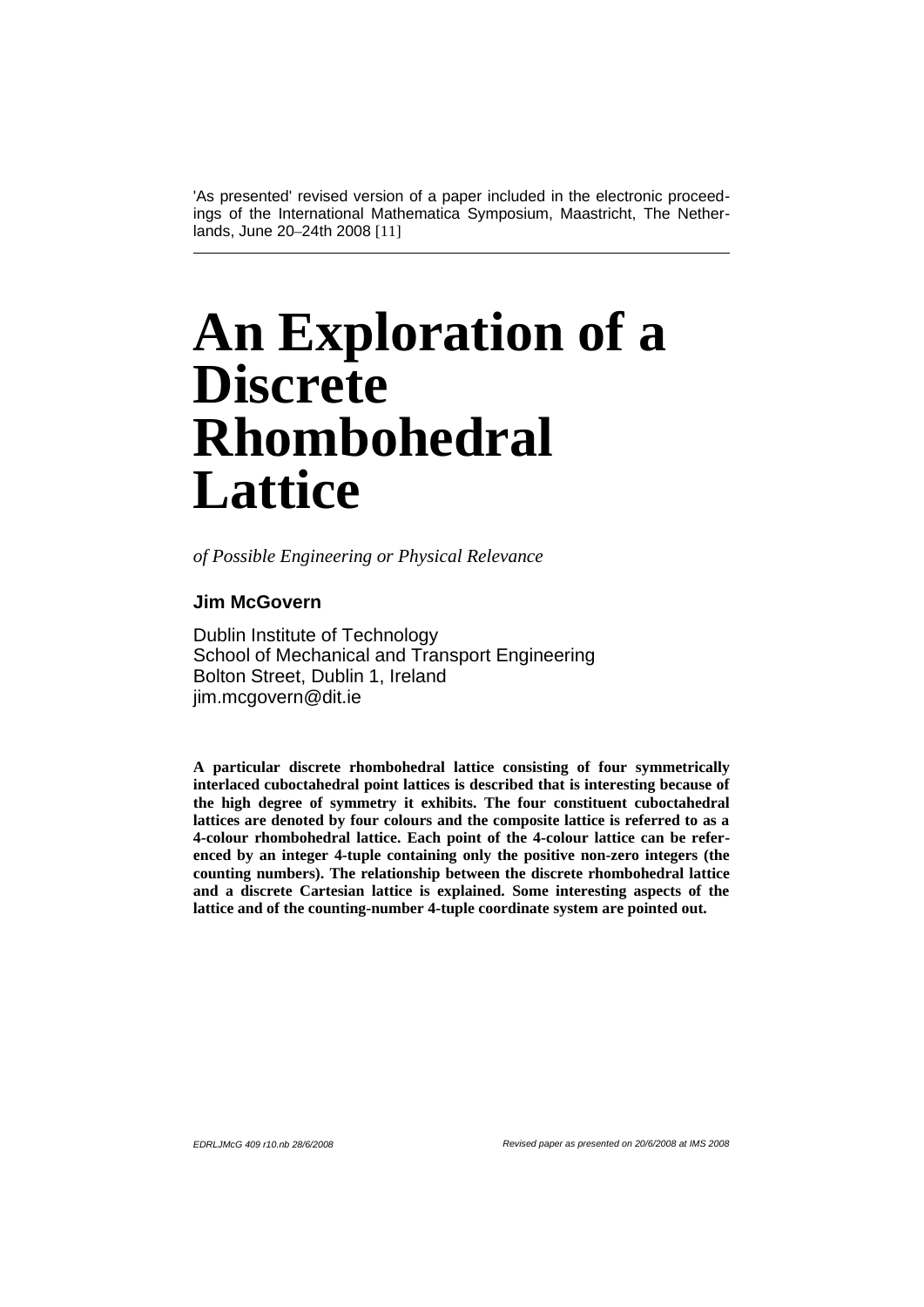'As presented' revised version of a paper included in the electronic proceedings of the International Mathematica Symposium, Maastricht, The Netherlands, June 20–24th 2008 [11]

---

# An Exploration of a Discrete Rhombohedral Lattice

*of Possible Engineering or Physical Relevance*

**Jim McGovern**

Dublin Institute of Technology
School of Mechanical and Transport Engineering
Bolton Street, Dublin 1, Ireland
jim.mcgovern@dit.ie

**A particular discrete rhombohedral lattice consisting of four symmetrically interlaced cuboctahedral point lattices is described that is interesting because of the high degree of symmetry it exhibits. The four constituent cuboctahedral lattices are denoted by four colours and the composite lattice is referred to as a 4-colour rhombohedral lattice. Each point of the 4-colour lattice can be referenced by an integer 4-tuple containing only the positive non-zero integers (the counting numbers). The relationship between the discrete rhombohedral lattice and a discrete Cartesian lattice is explained. Some interesting aspects of the lattice and of the counting-number 4-tuple coordinate system are pointed out.**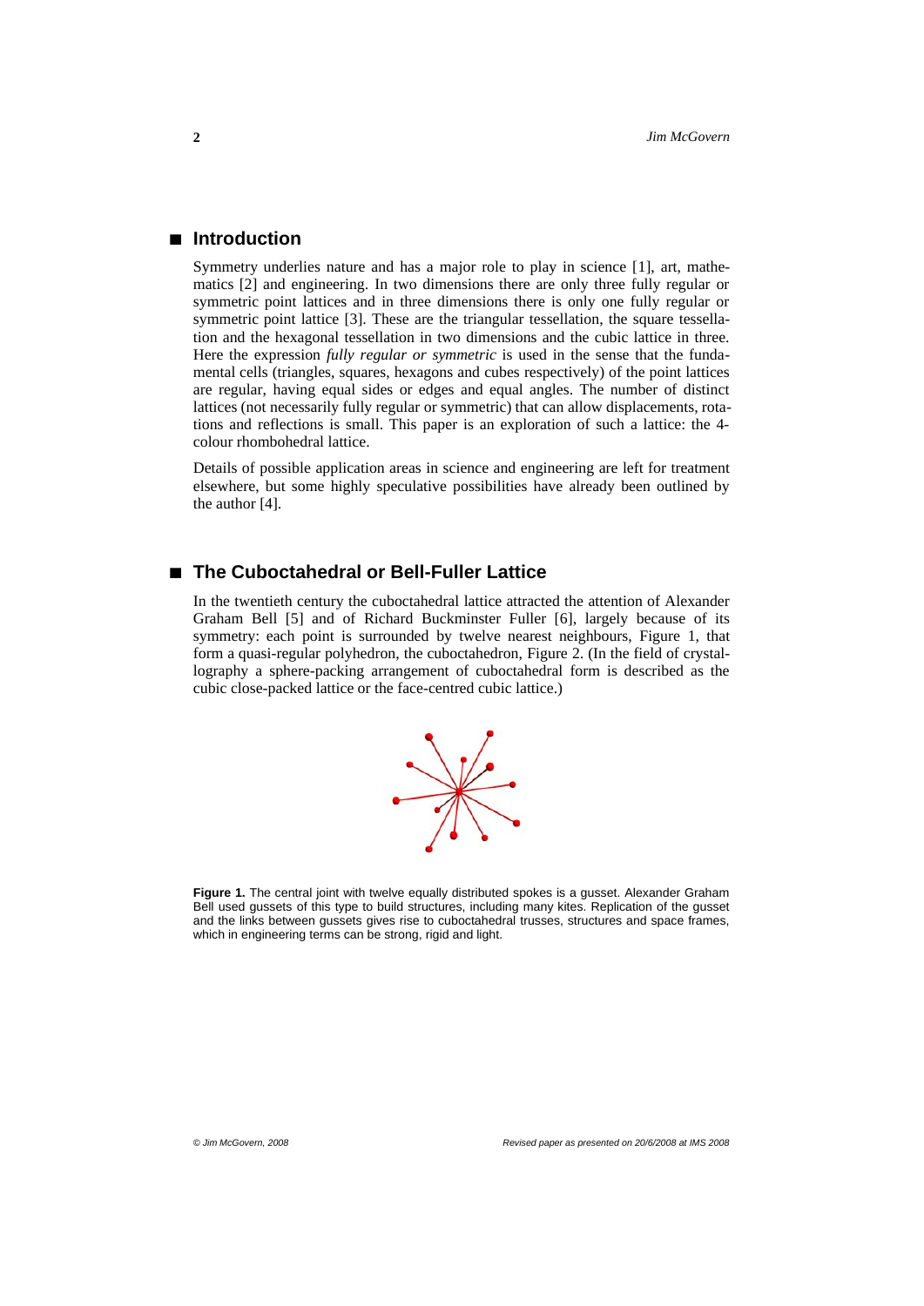## Introduction

Symmetry underlies nature and has a major role to play in science [1], art, mathematics [2] and engineering. In two dimensions there are only three fully regular or symmetric point lattices and in three dimensions there is only one fully regular or symmetric point lattice [3]. These are the triangular tessellation, the square tessellation and the hexagonal tessellation in two dimensions and the cubic lattice in three. Here the expression *fully regular or symmetric* is used in the sense that the fundamental cells (triangles, squares, hexagons and cubes respectively) of the point lattices are regular, having equal sides or edges and equal angles. The number of distinct lattices (not necessarily fully regular or symmetric) that can allow displacements, rotations and reflections is small. This paper is an exploration of such a lattice: the 4-colour rhombohedral lattice.

Details of possible application areas in science and engineering are left for treatment elsewhere, but some highly speculative possibilities have already been outlined by the author [4].

## The Cuboctahedral or Bell-Fuller Lattice

In the twentieth century the cuboctahedral lattice attracted the attention of Alexander Graham Bell [5] and of Richard Buckminster Fuller [6], largely because of its symmetry: each point is surrounded by twelve nearest neighbours, Figure 1, that form a quasi-regular polyhedron, the cuboctahedron, Figure 2. (In the field of crystallography a sphere-packing arrangement of cuboctahedral form is described as the cubic close-packed lattice or the face-centred cubic lattice.)

**Figure 1.** The central joint with twelve equally distributed spokes is a gusset. Alexander Graham Bell used gussets of this type to build structures, including many kites. Replication of the gusset and the links between gussets gives rise to cuboctahedral trusses, structures and space frames, which in engineering terms can be strong, rigid and light.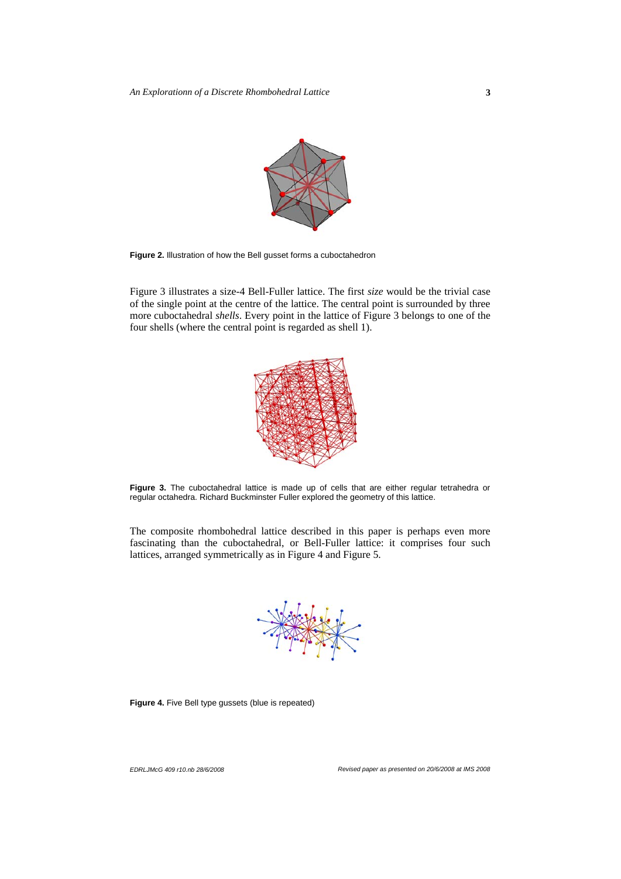**Figure 2.** Illustration of how the Bell gusset forms a cuboctahedron

Figure 3 illustrates a size-4 Bell-Fuller lattice. The first *size* would be the trivial case of the single point at the centre of the lattice. The central point is surrounded by three more cuboctahedral *shells*. Every point in the lattice of Figure 3 belongs to one of the four shells (where the central point is regarded as shell 1).

**Figure 3.** The cuboctahedral lattice is made up of cells that are either regular tetrahedra or regular octahedra. Richard Buckminster Fuller explored the geometry of this lattice.

The composite rhombohedral lattice described in this paper is perhaps even more fascinating than the cuboctahedral, or Bell-Fuller lattice: it comprises four such lattices, arranged symmetrically as in Figure 4 and Figure 5.

**Figure 4.** Five Bell type gussets (blue is repeated)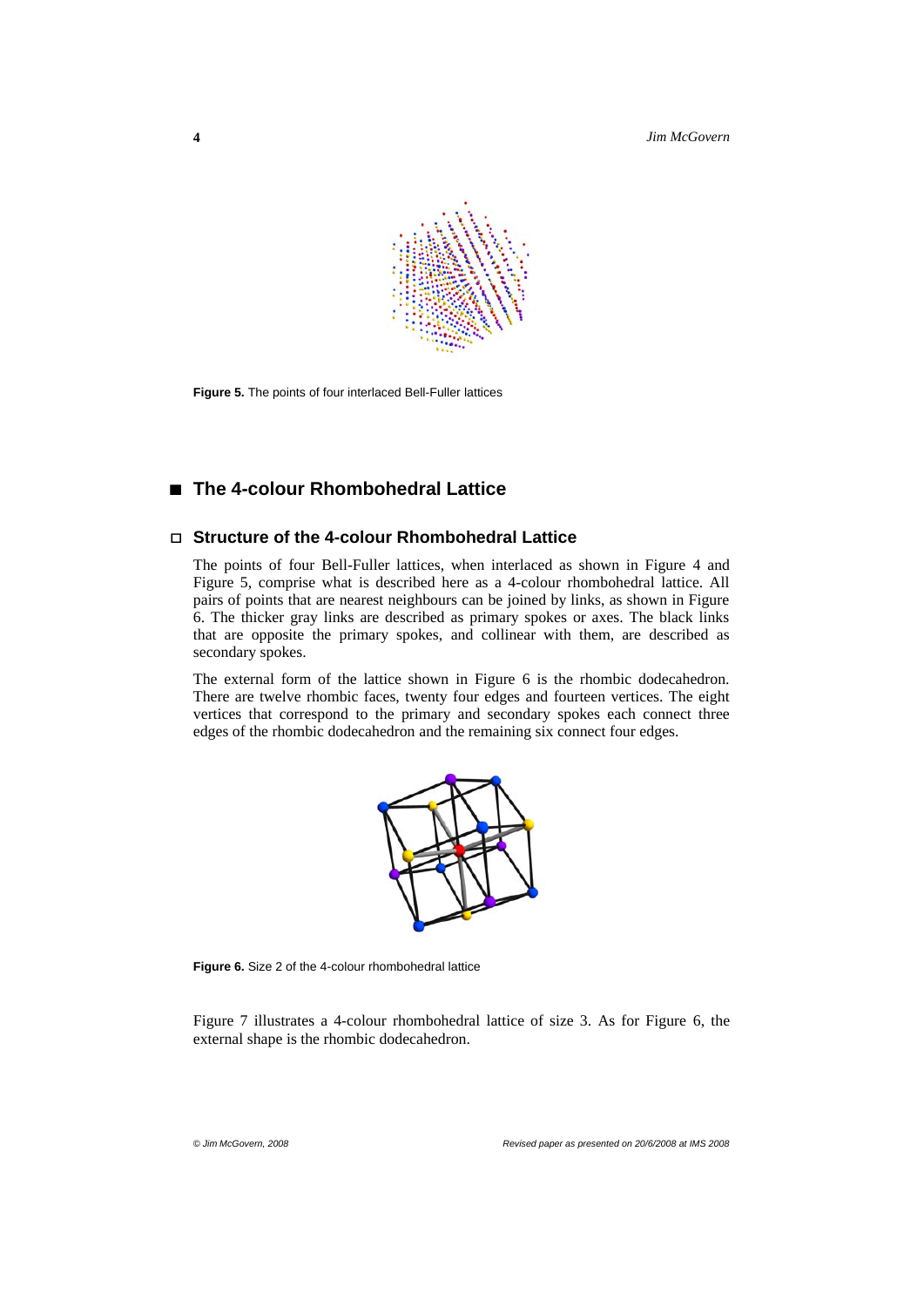Figure 5. The points of four interlaced Bell-Fuller lattices

## The 4-colour Rhombohedral Lattice

### Structure of the 4-colour Rhombohedral Lattice

The points of four Bell-Fuller lattices, when interlaced as shown in Figure 4 and Figure 5, comprise what is described here as a 4-colour rhombohedral lattice. All pairs of points that are nearest neighbours can be joined by links, as shown in Figure 6. The thicker gray links are described as primary spokes or axes. The black links that are opposite the primary spokes, and collinear with them, are described as secondary spokes.

The external form of the lattice shown in Figure 6 is the rhombic dodecahedron. There are twelve rhombic faces, twenty four edges and fourteen vertices. The eight vertices that correspond to the primary and secondary spokes each connect three edges of the rhombic dodecahedron and the remaining six connect four edges.

Figure 6. Size 2 of the 4-colour rhombohedral lattice

Figure 7 illustrates a 4-colour rhombohedral lattice of size 3. As for Figure 6, the external shape is the rhombic dodecahedron.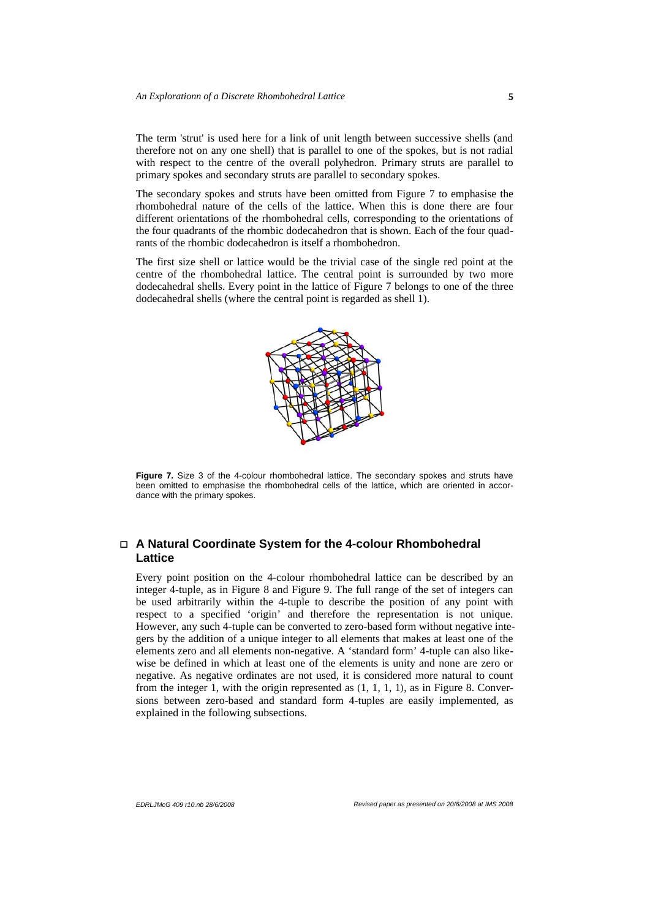The term 'strut' is used here for a link of unit length between successive shells (and therefore not on any one shell) that is parallel to one of the spokes, but is not radial with respect to the centre of the overall polyhedron. Primary struts are parallel to primary spokes and secondary struts are parallel to secondary spokes.

The secondary spokes and struts have been omitted from Figure 7 to emphasise the rhombohedral nature of the cells of the lattice. When this is done there are four different orientations of the rhombohedral cells, corresponding to the orientations of the four quadrants of the rhombic dodecahedron that is shown. Each of the four quadrants of the rhombic dodecahedron is itself a rhombohedron.

The first size shell or lattice would be the trivial case of the single red point at the centre of the rhombohedral lattice. The central point is surrounded by two more dodecahedral shells. Every point in the lattice of Figure 7 belongs to one of the three dodecahedral shells (where the central point is regarded as shell 1).

**Figure 7.** Size 3 of the 4-colour rhombohedral lattice. The secondary spokes and struts have been omitted to emphasise the rhombohedral cells of the lattice, which are oriented in accordance with the primary spokes.

## □ A Natural Coordinate System for the 4-colour Rhombohedral Lattice

Every point position on the 4-colour rhombohedral lattice can be described by an integer 4-tuple, as in Figure 8 and Figure 9. The full range of the set of integers can be used arbitrarily within the 4-tuple to describe the position of any point with respect to a specified 'origin' and therefore the representation is not unique. However, any such 4-tuple can be converted to zero-based form without negative integers by the addition of a unique integer to all elements that makes at least one of the elements zero and all elements non-negative. A 'standard form' 4-tuple can also likewise be defined in which at least one of the elements is unity and none are zero or negative. As negative ordinates are not used, it is considered more natural to count from the integer 1, with the origin represented as (1, 1, 1, 1), as in Figure 8. Conversions between zero-based and standard form 4-tuples are easily implemented, as explained in the following subsections.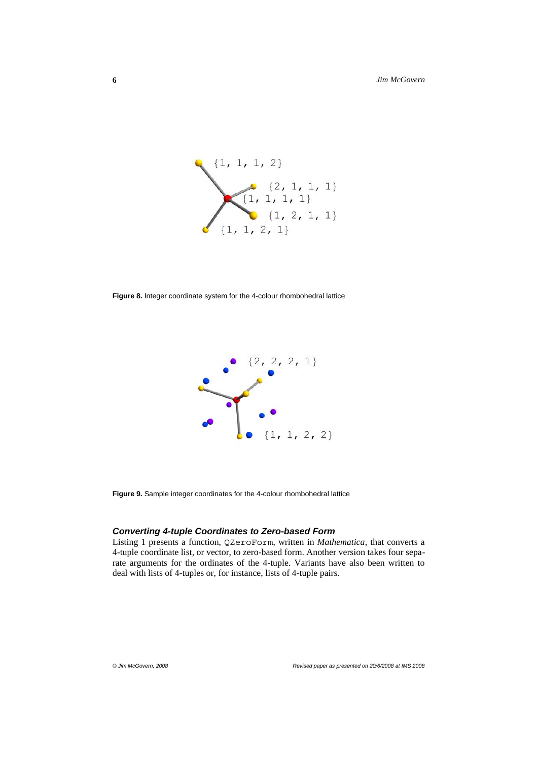**Figure 8.** Integer coordinate system for the 4-colour rhombohedral lattice

**Figure 9.** Sample integer coordinates for the 4-colour rhombohedral lattice

### *Converting 4-tuple Coordinates to Zero-based Form*

Listing 1 presents a function, `QZeroForm`, written in *Mathematica*, that converts a 4-tuple coordinate list, or vector, to zero-based form. Another version takes four separate arguments for the ordinates of the 4-tuple. Variants have also been written to deal with lists of 4-tuples or, for instance, lists of 4-tuple pairs.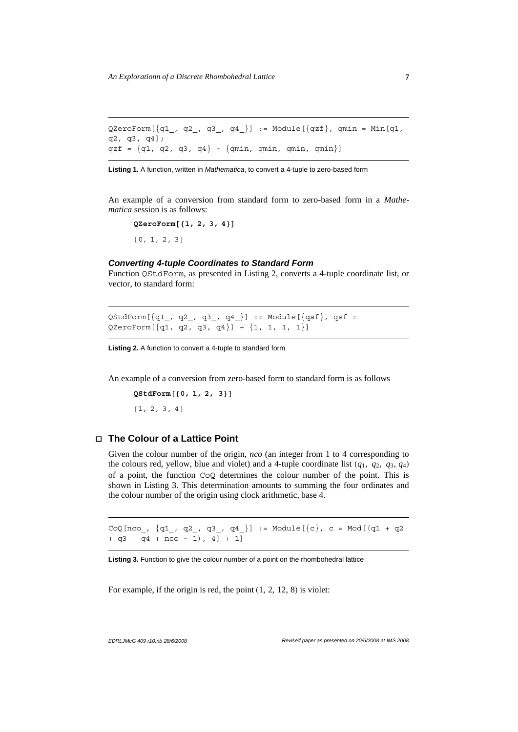```
QZeroForm[{q1_, q2_, q3_, q4_}] := Module[{qzf}, qmin = Min[q1,
q2, q3, q4];
qzf = {q1, q2, q3, q4} - {qmin, qmin, qmin, qmin}]
```

**Listing 1.** A function, written in *Mathematica*, to convert a 4-tuple to zero-based form

An example of a conversion from standard form to zero-based form in a *Mathematica* session is as follows:

```
QZeroForm[{1, 2, 3, 4}]
{0, 1, 2, 3}
```

#### ***Converting 4-tuple Coordinates to Standard Form***

Function QStdForm, as presented in Listing 2, converts a 4-tuple coordinate list, or vector, to standard form:

```
QStdForm[{q1_, q2_, q3_, q4_}] := Module[{qsf}, qsf =
QZeroForm[{q1, q2, q3, q4}] + {1, 1, 1, 1}]
```

**Listing 2.** A function to convert a 4-tuple to standard form

An example of a conversion from zero-based form to standard form is as follows

```
QStdForm[{0, 1, 2, 3}]
{1, 2, 3, 4}
```

## **The Colour of a Lattice Point**

Given the colour number of the origin, *nco* (an integer from 1 to 4 corresponding to the colours red, yellow, blue and violet) and a 4-tuple coordinate list ($q_1$, $q_2$, $q_3$, $q_4$) of a point, the function CoQ determines the colour number of the point. This is shown in Listing 3. This determination amounts to summing the four ordinates and the colour number of the origin using clock arithmetic, base 4.

```
CoQ[nco_, {q1_, q2_, q3_, q4_}] := Module[{c}, c = Mod[(q1 + q2
+ q3 + q4 + nco - 1), 4] + 1]
```

**Listing 3.** Function to give the colour number of a point on the rhombohedral lattice

For example, if the origin is red, the point (1, 2, 12, 8) is violet: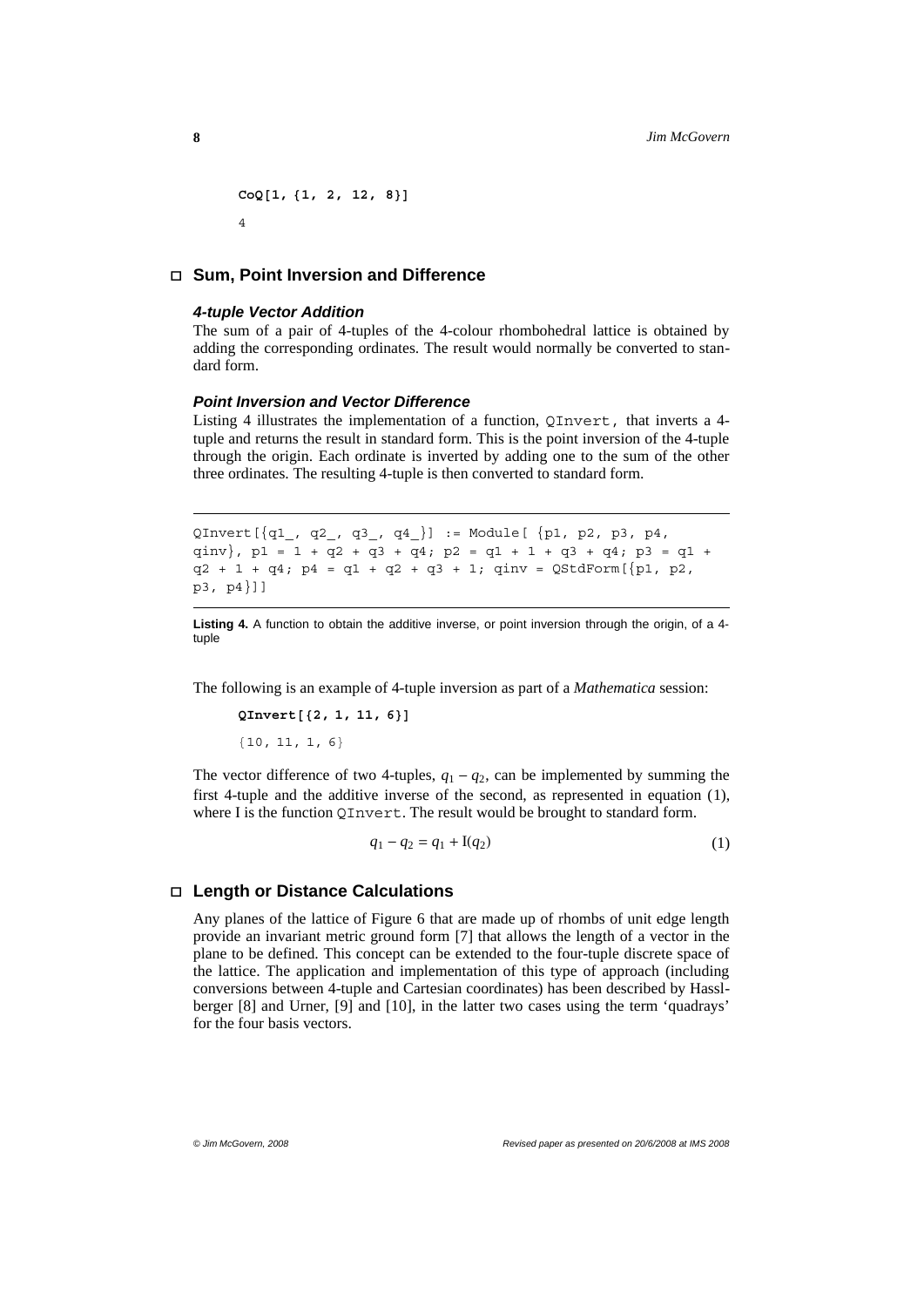```
CoQ[1, {1, 2, 12, 8}]
4
```

## Sum, Point Inversion and Difference

### 4-tuple Vector Addition

The sum of a pair of 4-tuples of the 4-colour rhombohedral lattice is obtained by adding the corresponding ordinates. The result would normally be converted to standard form.

### Point Inversion and Vector Difference

Listing 4 illustrates the implementation of a function, `QInvert`, that inverts a 4-tuple and returns the result in standard form. This is the point inversion of the 4-tuple through the origin. Each ordinate is inverted by adding one to the sum of the other three ordinates. The resulting 4-tuple is then converted to standard form.

```
QInvert[{q1_, q2_, q3_, q4_}] := Module[ {p1, p2, p3, p4,
qinv}, p1 = 1 + q2 + q3 + q4; p2 = q1 + 1 + q3 + q4; p3 = q1 +
q2 + 1 + q4; p4 = q1 + q2 + q3 + 1; qinv = QStdForm[{p1, p2,
p3, p4}]]
```

**Listing 4.** A function to obtain the additive inverse, or point inversion through the origin, of a 4-tuple

The following is an example of 4-tuple inversion as part of a *Mathematica* session:

```
QInvert[{2, 1, 11, 6}]
{10, 11, 1, 6}
```

The vector difference of two 4-tuples, $q_1 - q_2$, can be implemented by summing the first 4-tuple and the additive inverse of the second, as represented in equation (1), where I is the function `QInvert`. The result would be brought to standard form.

$$q_1 - q_2 = q_1 + \mathrm{I}(q_2) \tag{1}$$

## Length or Distance Calculations

Any planes of the lattice of Figure 6 that are made up of rhombs of unit edge length provide an invariant metric ground form [7] that allows the length of a vector in the plane to be defined. This concept can be extended to the four-tuple discrete space of the lattice. The application and implementation of this type of approach (including conversions between 4-tuple and Cartesian coordinates) has been described by Hasslberger [8] and Urner, [9] and [10], in the latter two cases using the term 'quadrays' for the four basis vectors.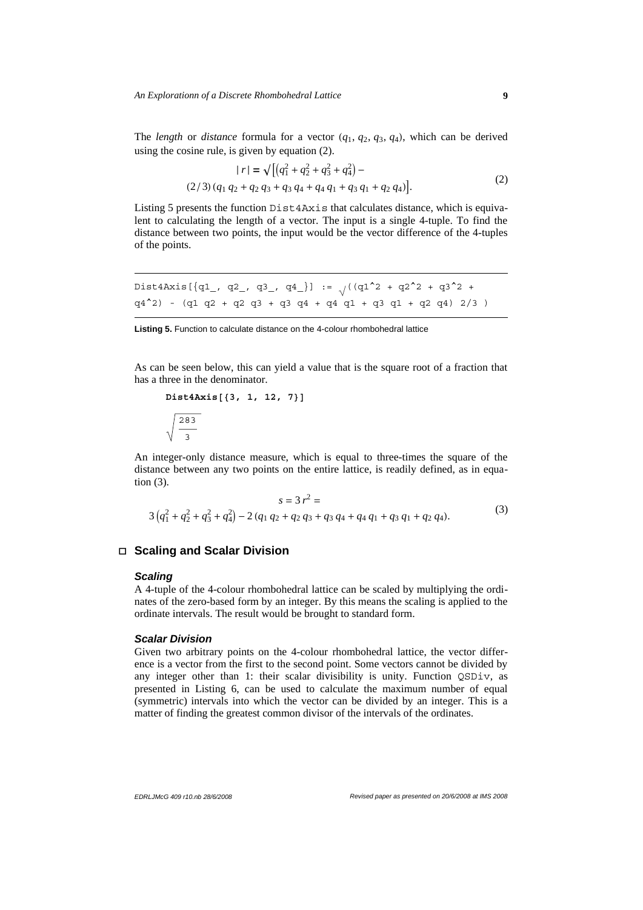The *length* or *distance* formula for a vector $(q_1, q_2, q_3, q_4)$, which can be derived using the cosine rule, is given by equation (2).

$$|r| = \sqrt{\left[\left(q_1^2 + q_2^2 + q_3^2 + q_4^2\right) - (2/3)\left(q_1 q_2 + q_2 q_3 + q_3 q_4 + q_4 q_1 + q_3 q_1 + q_2 q_4\right)\right]}. \tag{2}$$

Listing 5 presents the function Dist4Axis that calculates distance, which is equivalent to calculating the length of a vector. The input is a single 4-tuple. To find the distance between two points, the input would be the vector difference of the 4-tuples of the points.

```
Dist4Axis[{q1_, q2_, q3_, q4_}] := √((q1^2 + q2^2 + q3^2 +
q4^2) - (q1 q2 + q2 q3 + q3 q4 + q4 q1 + q3 q1 + q2 q4) 2/3 )
```

**Listing 5.** Function to calculate distance on the 4-colour rhombohedral lattice

As can be seen below, this can yield a value that is the square root of a fraction that has a three in the denominator.

```
Dist4Axis[{3, 1, 12, 7}]
```

$$\sqrt{\frac{283}{3}}$$

An integer-only distance measure, which is equal to three-times the square of the distance between any two points on the entire lattice, is readily defined, as in equation (3).

$$s = 3\,r^2 = 3\left(q_1^2 + q_2^2 + q_3^2 + q_4^2\right) - 2\left(q_1 q_2 + q_2 q_3 + q_3 q_4 + q_4 q_1 + q_3 q_1 + q_2 q_4\right). \tag{3}$$

## Scaling and Scalar Division

### *Scaling*

A 4-tuple of the 4-colour rhombohedral lattice can be scaled by multiplying the ordinates of the zero-based form by an integer. By this means the scaling is applied to the ordinate intervals. The result would be brought to standard form.

### *Scalar Division*

Given two arbitrary points on the 4-colour rhombohedral lattice, the vector difference is a vector from the first to the second point. Some vectors cannot be divided by any integer other than 1: their scalar divisibility is unity. Function QSDiv, as presented in Listing 6, can be used to calculate the maximum number of equal (symmetric) intervals into which the vector can be divided by an integer. This is a matter of finding the greatest common divisor of the intervals of the ordinates.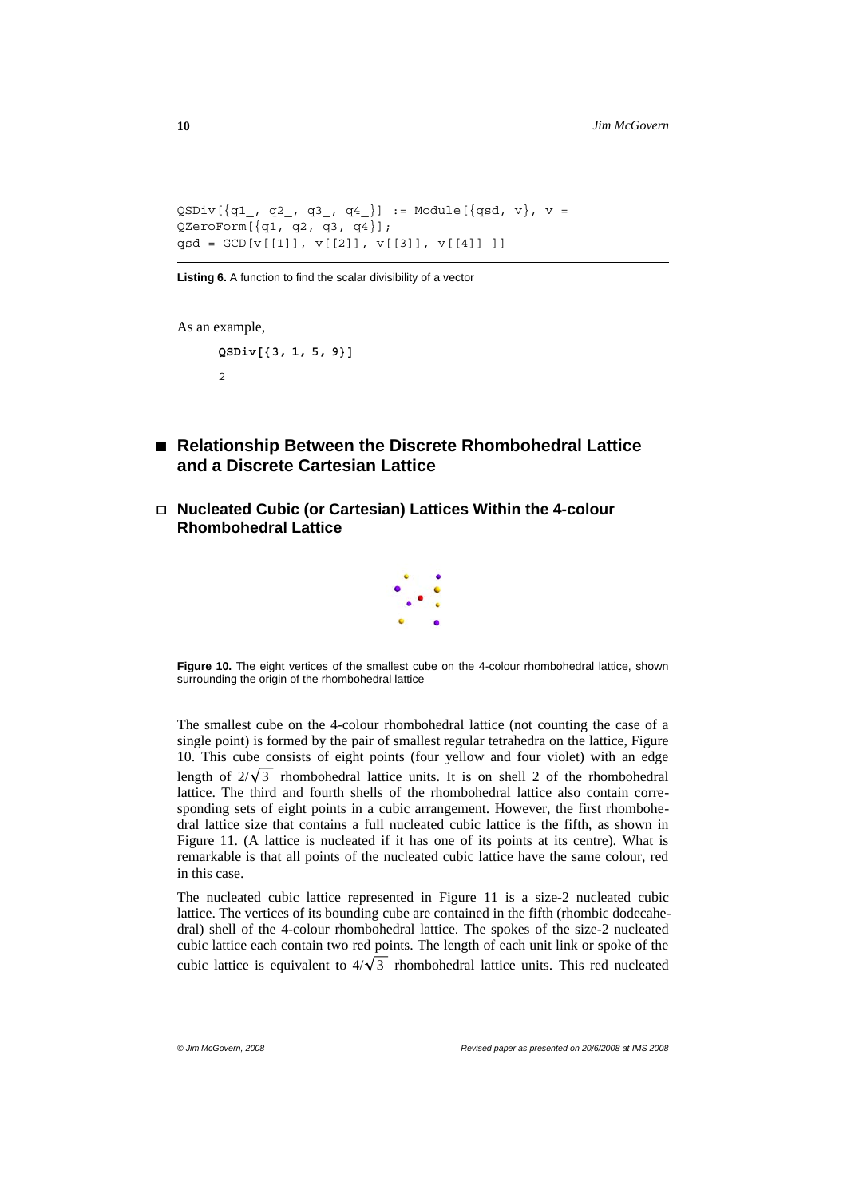```
QSDiv[{q1_, q2_, q3_, q4_}] := Module[{qsd, v}, v =
QZeroForm[{q1, q2, q3, q4}];
qsd = GCD[v[[1]], v[[2]], v[[3]], v[[4]] ]]
```

**Listing 6.** A function to find the scalar divisibility of a vector

As an example,

```
QSDiv[{3, 1, 5, 9}]
2
```

## Relationship Between the Discrete Rhombohedral Lattice and a Discrete Cartesian Lattice

### Nucleated Cubic (or Cartesian) Lattices Within the 4-colour Rhombohedral Lattice

**Figure 10.** The eight vertices of the smallest cube on the 4-colour rhombohedral lattice, shown surrounding the origin of the rhombohedral lattice

The smallest cube on the 4-colour rhombohedral lattice (not counting the case of a single point) is formed by the pair of smallest regular tetrahedra on the lattice, Figure 10. This cube consists of eight points (four yellow and four violet) with an edge length of $2/\sqrt{3}$ rhombohedral lattice units. It is on shell 2 of the rhombohedral lattice. The third and fourth shells of the rhombohedral lattice also contain corresponding sets of eight points in a cubic arrangement. However, the first rhombohedral lattice size that contains a full nucleated cubic lattice is the fifth, as shown in Figure 11. (A lattice is nucleated if it has one of its points at its centre). What is remarkable is that all points of the nucleated cubic lattice have the same colour, red in this case.

The nucleated cubic lattice represented in Figure 11 is a size-2 nucleated cubic lattice. The vertices of its bounding cube are contained in the fifth (rhombic dodecahedral) shell of the 4-colour rhombohedral lattice. The spokes of the size-2 nucleated cubic lattice each contain two red points. The length of each unit link or spoke of the cubic lattice is equivalent to $4/\sqrt{3}$ rhombohedral lattice units. This red nucleated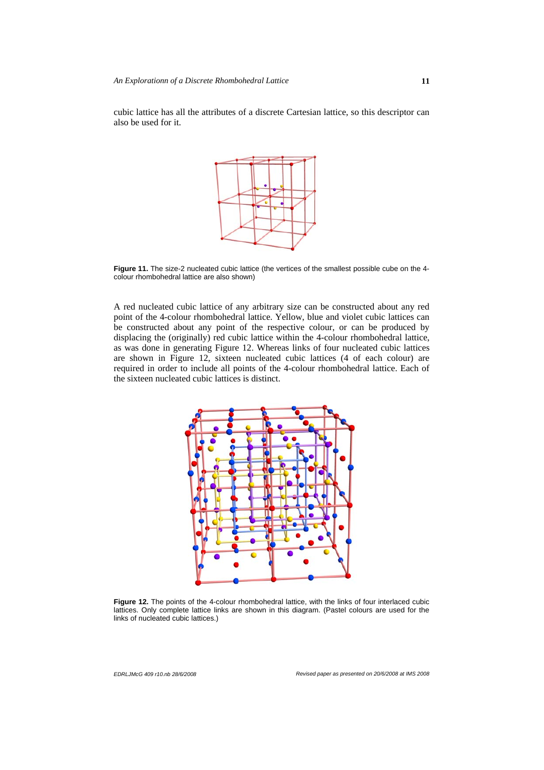cubic lattice has all the attributes of a discrete Cartesian lattice, so this descriptor can also be used for it.

**Figure 11.** The size-2 nucleated cubic lattice (the vertices of the smallest possible cube on the 4-colour rhombohedral lattice are also shown)

A red nucleated cubic lattice of any arbitrary size can be constructed about any red point of the 4-colour rhombohedral lattice. Yellow, blue and violet cubic lattices can be constructed about any point of the respective colour, or can be produced by displacing the (originally) red cubic lattice within the 4-colour rhombohedral lattice, as was done in generating Figure 12. Whereas links of four nucleated cubic lattices are shown in Figure 12, sixteen nucleated cubic lattices (4 of each colour) are required in order to include all points of the 4-colour rhombohedral lattice. Each of the sixteen nucleated cubic lattices is distinct.

**Figure 12.** The points of the 4-colour rhombohedral lattice, with the links of four interlaced cubic lattices. Only complete lattice links are shown in this diagram. (Pastel colours are used for the links of nucleated cubic lattices.)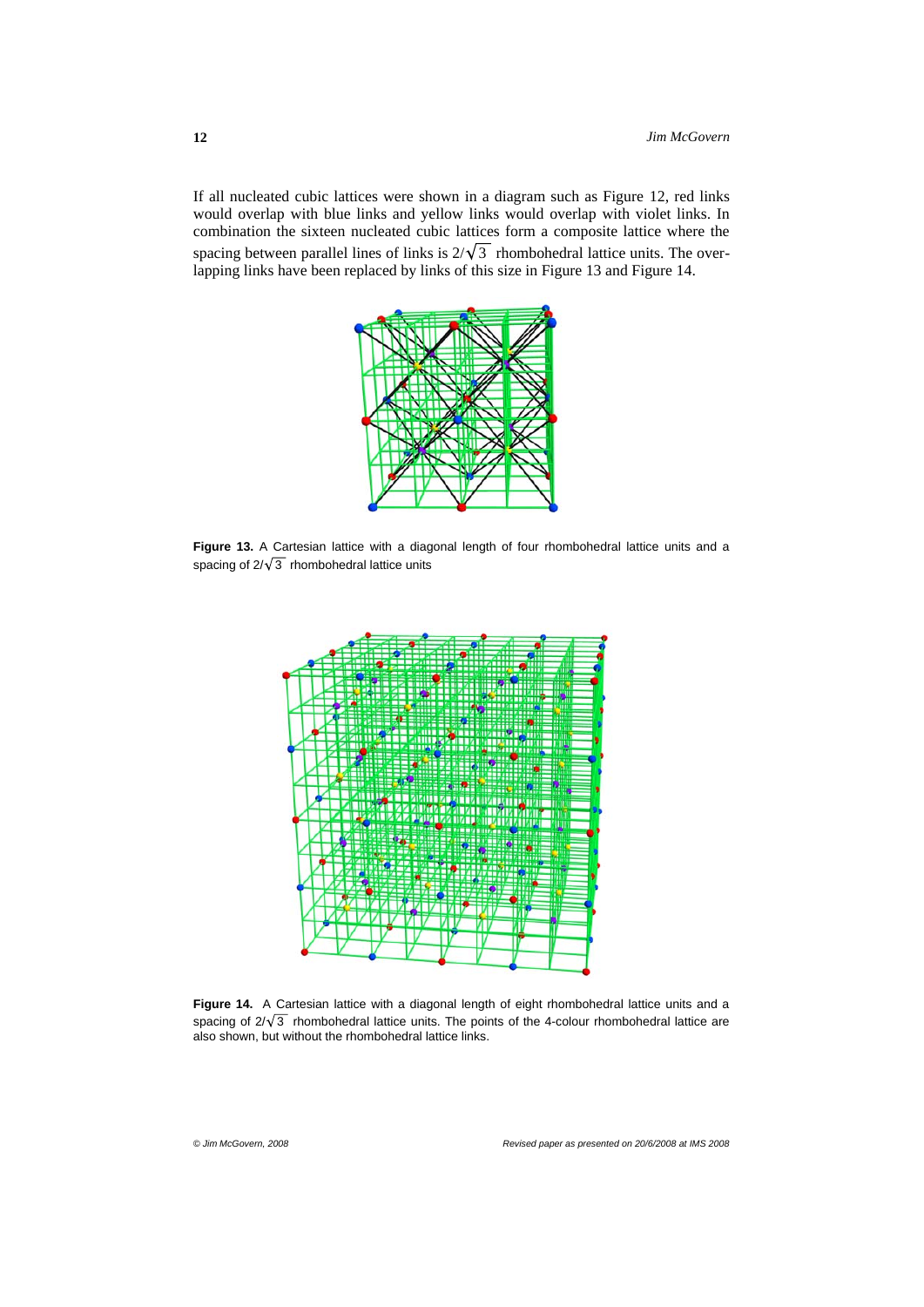If all nucleated cubic lattices were shown in a diagram such as Figure 12, red links would overlap with blue links and yellow links would overlap with violet links. In combination the sixteen nucleated cubic lattices form a composite lattice where the spacing between parallel lines of links is $2/\sqrt{3}$ rhombohedral lattice units. The overlapping links have been replaced by links of this size in Figure 13 and Figure 14.

**Figure 13.** A Cartesian lattice with a diagonal length of four rhombohedral lattice units and a spacing of $2/\sqrt{3}$ rhombohedral lattice units

**Figure 14.** A Cartesian lattice with a diagonal length of eight rhombohedral lattice units and a spacing of $2/\sqrt{3}$ rhombohedral lattice units. The points of the 4-colour rhombohedral lattice are also shown, but without the rhombohedral lattice links.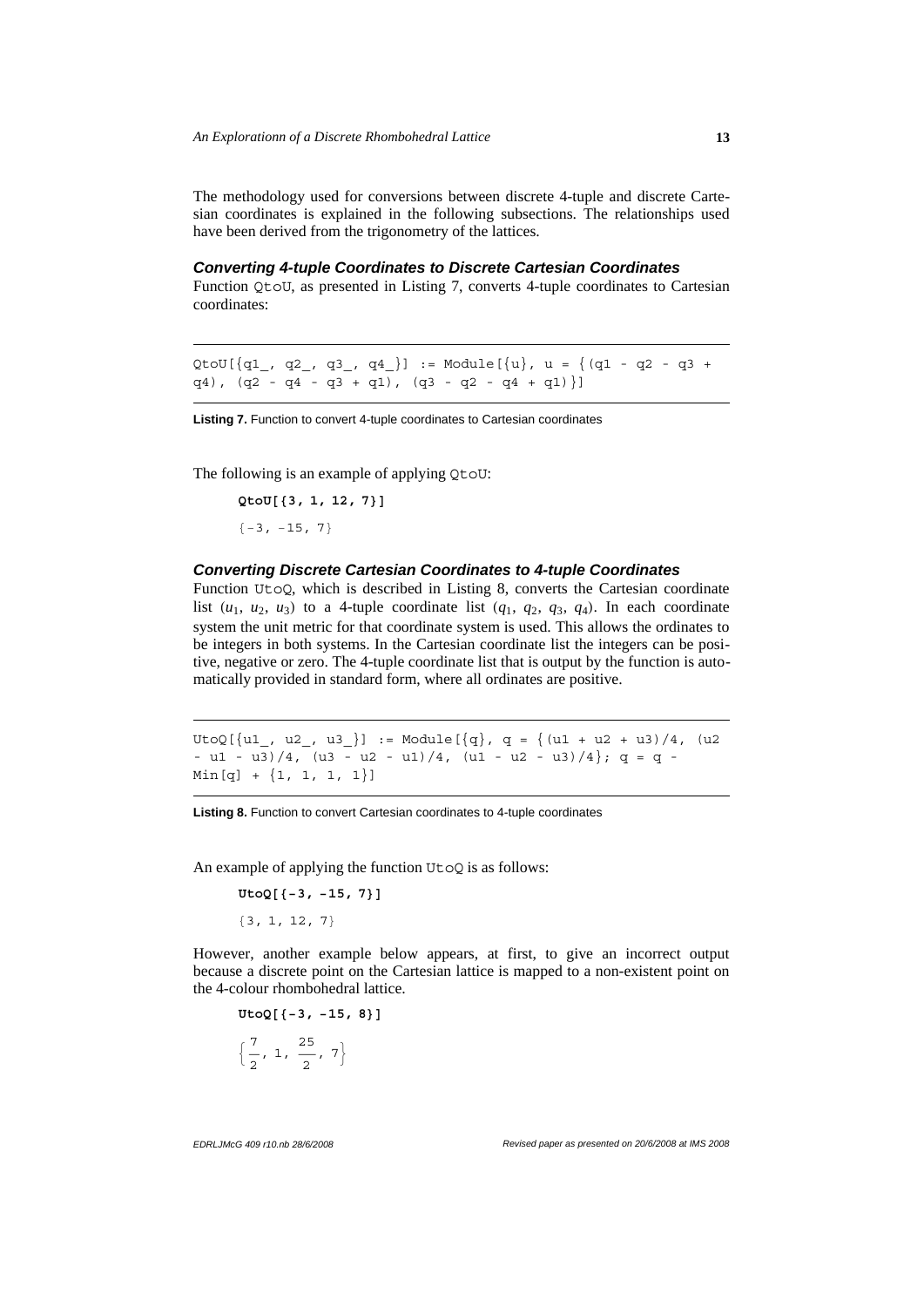The methodology used for conversions between discrete 4-tuple and discrete Cartesian coordinates is explained in the following subsections. The relationships used have been derived from the trigonometry of the lattices.

#### *Converting 4-tuple Coordinates to Discrete Cartesian Coordinates*

Function QtoU, as presented in Listing 7, converts 4-tuple coordinates to Cartesian coordinates:

```
QtoU[{q1_, q2_, q3_, q4_}] := Module[{u}, u = {(q1 - q2 - q3 +
q4), (q2 - q4 - q3 + q1), (q3 - q2 - q4 + q1)}]
```

**Listing 7.** Function to convert 4-tuple coordinates to Cartesian coordinates

The following is an example of applying QtoU:

```
QtoU[{3, 1, 12, 7}]
{-3, -15, 7}
```

#### *Converting Discrete Cartesian Coordinates to 4-tuple Coordinates*

Function UtoQ, which is described in Listing 8, converts the Cartesian coordinate list ($u_1$, $u_2$, $u_3$) to a 4-tuple coordinate list ($q_1$, $q_2$, $q_3$, $q_4$). In each coordinate system the unit metric for that coordinate system is used. This allows the ordinates to be integers in both systems. In the Cartesian coordinate list the integers can be positive, negative or zero. The 4-tuple coordinate list that is output by the function is automatically provided in standard form, where all ordinates are positive.

```
UtoQ[{u1_, u2_, u3_}] := Module[{q}, q = {(u1 + u2 + u3)/4, (u2
- u1 - u3)/4, (u3 - u2 - u1)/4, (u1 - u2 - u3)/4}; q = q -
Min[q] + {1, 1, 1, 1}]
```

**Listing 8.** Function to convert Cartesian coordinates to 4-tuple coordinates

An example of applying the function UtoQ is as follows:

```
UtoQ[{-3, -15, 7}]
{3, 1, 12, 7}
```

However, another example below appears, at first, to give an incorrect output because a discrete point on the Cartesian lattice is mapped to a non-existent point on the 4-colour rhombohedral lattice.

```
UtoQ[{-3, -15, 8}]
```

$$\left\{\frac{7}{2},\ 1,\ \frac{25}{2},\ 7\right\}$$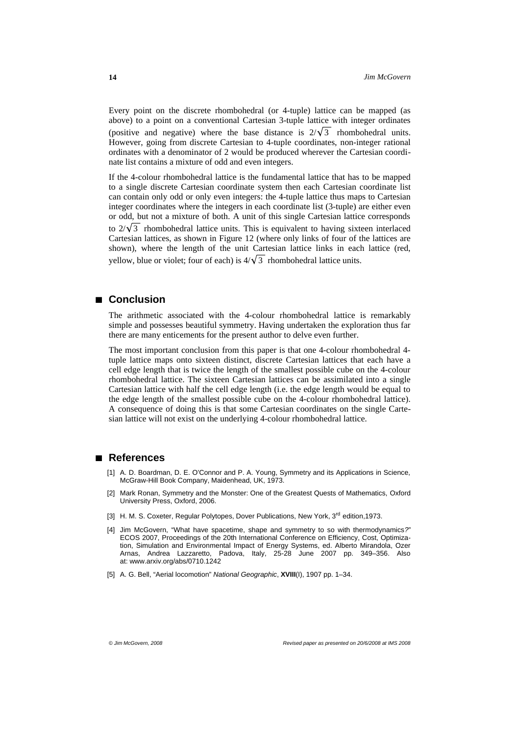Every point on the discrete rhombohedral (or 4-tuple) lattice can be mapped (as above) to a point on a conventional Cartesian 3-tuple lattice with integer ordinates (positive and negative) where the base distance is $2/\sqrt{3}$ rhombohedral units. However, going from discrete Cartesian to 4-tuple coordinates, non-integer rational ordinates with a denominator of 2 would be produced wherever the Cartesian coordinate list contains a mixture of odd and even integers.

If the 4-colour rhombohedral lattice is the fundamental lattice that has to be mapped to a single discrete Cartesian coordinate system then each Cartesian coordinate list can contain only odd or only even integers: the 4-tuple lattice thus maps to Cartesian integer coordinates where the integers in each coordinate list (3-tuple) are either even or odd, but not a mixture of both. A unit of this single Cartesian lattice corresponds to $2/\sqrt{3}$ rhombohedral lattice units. This is equivalent to having sixteen interlaced Cartesian lattices, as shown in Figure 12 (where only links of four of the lattices are shown), where the length of the unit Cartesian lattice links in each lattice (red, yellow, blue or violet; four of each) is $4/\sqrt{3}$ rhombohedral lattice units.

## Conclusion

The arithmetic associated with the 4-colour rhombohedral lattice is remarkably simple and possesses beautiful symmetry. Having undertaken the exploration thus far there are many enticements for the present author to delve even further.

The most important conclusion from this paper is that one 4-colour rhombohedral 4-tuple lattice maps onto sixteen distinct, discrete Cartesian lattices that each have a cell edge length that is twice the length of the smallest possible cube on the 4-colour rhombohedral lattice. The sixteen Cartesian lattices can be assimilated into a single Cartesian lattice with half the cell edge length (i.e. the edge length would be equal to the edge length of the smallest possible cube on the 4-colour rhombohedral lattice). A consequence of doing this is that some Cartesian coordinates on the single Cartesian lattice will not exist on the underlying 4-colour rhombohedral lattice.

## References

[1] A. D. Boardman, D. E. O'Connor and P. A. Young, Symmetry and its Applications in Science, McGraw-Hill Book Company, Maidenhead, UK, 1973.

[2] Mark Ronan, Symmetry and the Monster: One of the Greatest Quests of Mathematics, Oxford University Press, Oxford, 2006.

[3] H. M. S. Coxeter, Regular Polytopes, Dover Publications, New York, 3rd edition,1973.

[4] Jim McGovern, "What have spacetime, shape and symmetry to so with thermodynamics?" ECOS 2007, Proceedings of the 20th International Conference on Efficiency, Cost, Optimization, Simulation and Environmental Impact of Energy Systems, ed. Alberto Mirandola, Ozer Arnas, Andrea Lazzaretto, Padova, Italy, 25-28 June 2007 pp. 349–356. Also at: www.arxiv.org/abs/0710.1242

[5] A. G. Bell, "Aerial locomotion" *National Geographic*, **XVIII**(I), 1907 pp. 1–34.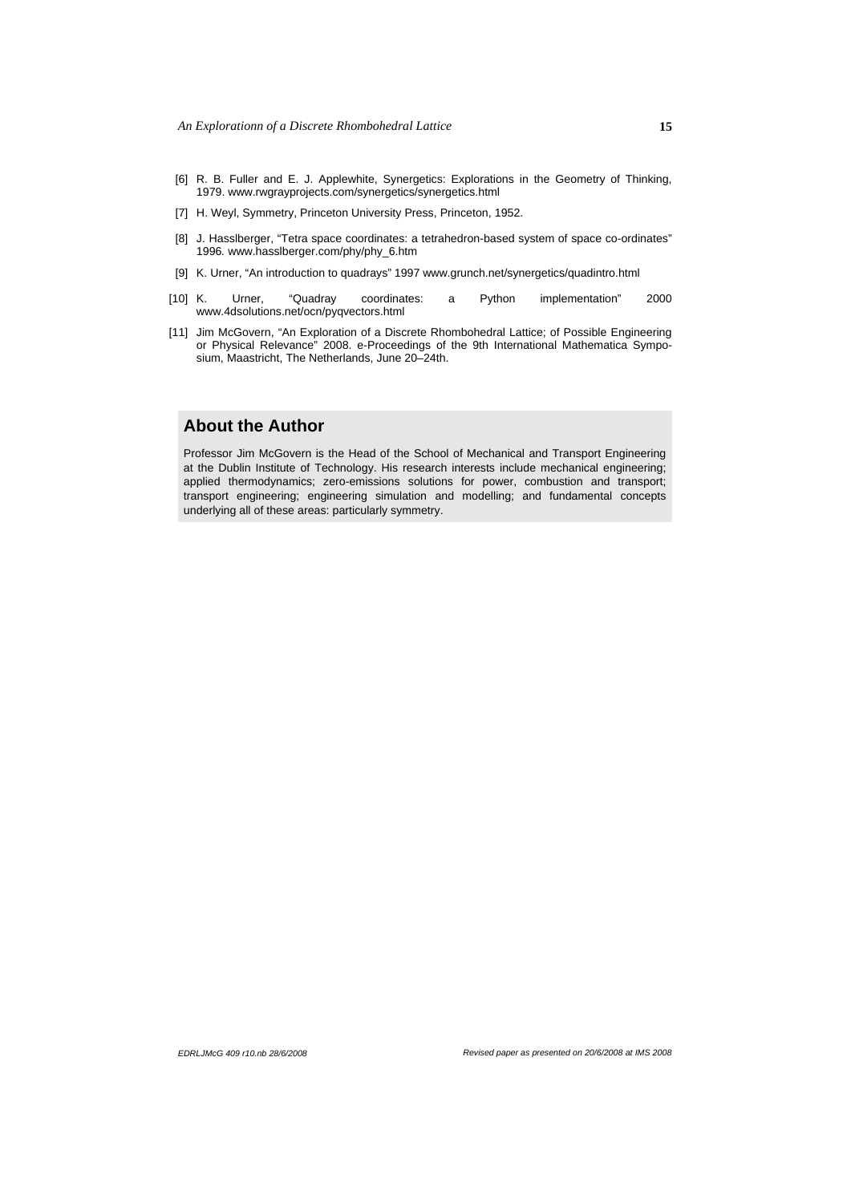[6] R. B. Fuller and E. J. Applewhite, Synergetics: Explorations in the Geometry of Thinking, 1979. www.rwgrayprojects.com/synergetics/synergetics.html

[7] H. Weyl, Symmetry, Princeton University Press, Princeton, 1952.

[8] J. Hasslberger, "Tetra space coordinates: a tetrahedron-based system of space co-ordinates" 1996. www.hasslberger.com/phy/phy_6.htm

[9] K. Urner, "An introduction to quadrays" 1997 www.grunch.net/synergetics/quadintro.html

[10] K. Urner, "Quadray coordinates: a Python implementation" 2000 www.4dsolutions.net/ocn/pyqvectors.html

[11] Jim McGovern, "An Exploration of a Discrete Rhombohedral Lattice; of Possible Engineering or Physical Relevance" 2008. e-Proceedings of the 9th International Mathematica Symposium, Maastricht, The Netherlands, June 20–24th.

## About the Author

Professor Jim McGovern is the Head of the School of Mechanical and Transport Engineering at the Dublin Institute of Technology. His research interests include mechanical engineering; applied thermodynamics; zero-emissions solutions for power, combustion and transport; transport engineering; engineering simulation and modelling; and fundamental concepts underlying all of these areas: particularly symmetry.